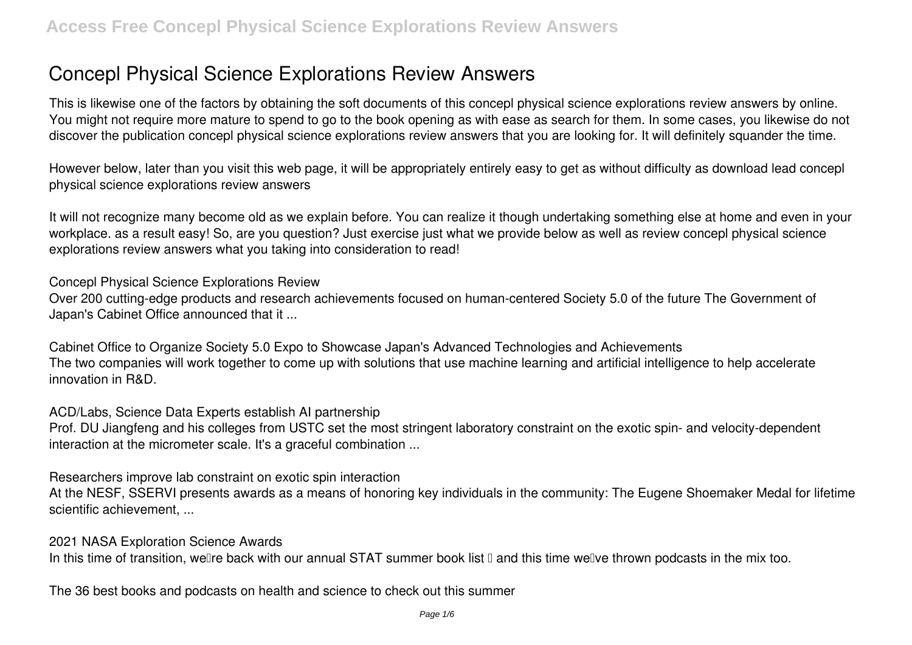# Concepl Physical Science Explorations Review Answers

This is likewise one of the factors by obtaining the soft documents of this concepl physical science explorations review answers by online. You might not require more mature to spend to go to the book opening as with ease as search for them. In some cases, you likewise do not discover the publication concepl physical science explorations review answers that you are looking for. It will definitely squander the time.

However below, later than you visit this web page, it will be appropriately entirely easy to get as without difficulty as download lead concepl physical science explorations review answers

It will not recognize many become old as we explain before. You can realize it though undertaking something else at home and even in your workplace. as a result easy! So, are you question? Just exercise just what we provide below as well as review concepl physical science explorations review answers what you taking into consideration to read!

**Concepl Physical Science Explorations Review**

Over 200 cutting-edge products and research achievements focused on human-centered Society 5.0 of the future The Government of Japan's Cabinet Office announced that it ...

**Cabinet Office to Organize Society 5.0 Expo to Showcase Japan's Advanced Technologies and Achievements**

The two companies will work together to come up with solutions that use machine learning and artificial intelligence to help accelerate innovation in R&D.

**ACD/Labs, Science Data Experts establish AI partnership**

Prof. DU Jiangfeng and his colleges from USTC set the most stringent laboratory constraint on the exotic spin- and velocity-dependent interaction at the micrometer scale. It's a graceful combination ...

**Researchers improve lab constraint on exotic spin interaction**

At the NESF, SSERVI presents awards as a means of honoring key individuals in the community: The Eugene Shoemaker Medal for lifetime scientific achievement, ...

**2021 NASA Exploration Science Awards**

In this time of transition, we're back with our annual STAT summer book list — and this time we've thrown podcasts in the mix too.

**The 36 best books and podcasts on health and science to check out this summer**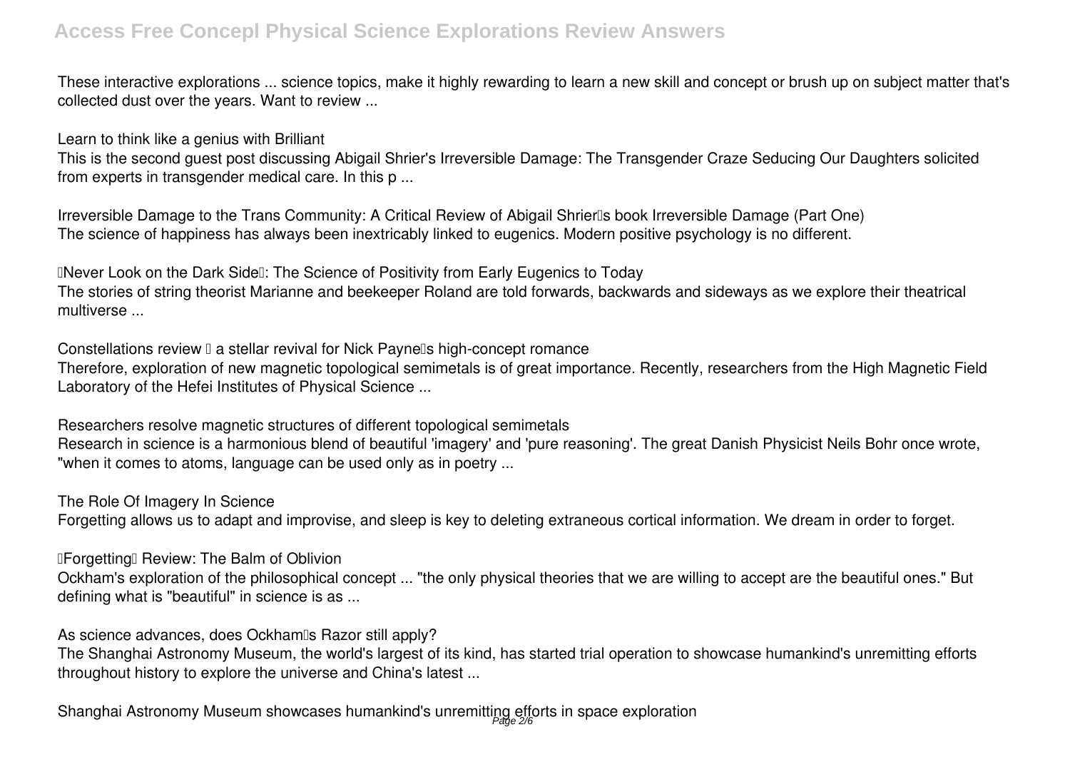These interactive explorations ... science topics, make it highly rewarding to learn a new skill and concept or brush up on subject matter that's collected dust over the years. Want to review ...

Learn to think like a genius with Brilliant

This is the second guest post discussing Abigail Shrier's Irreversible Damage: The Transgender Craze Seducing Our Daughters solicited from experts in transgender medical care. In this p ...

Irreversible Damage to the Trans Community: A Critical Review of Abigail Shrier's book Irreversible Damage (Part One)

The science of happiness has always been inextricably linked to eugenics. Modern positive psychology is no different.

'Never Look on the Dark Side': The Science of Positivity from Early Eugenics to Today

The stories of string theorist Marianne and beekeeper Roland are told forwards, backwards and sideways as we explore their theatrical multiverse ...

Constellations review – a stellar revival for Nick Payne's high-concept romance

Therefore, exploration of new magnetic topological semimetals is of great importance. Recently, researchers from the High Magnetic Field Laboratory of the Hefei Institutes of Physical Science ...

Researchers resolve magnetic structures of different topological semimetals

Research in science is a harmonious blend of beautiful 'imagery' and 'pure reasoning'. The great Danish Physicist Neils Bohr once wrote, "when it comes to atoms, language can be used only as in poetry ...

The Role Of Imagery In Science

Forgetting allows us to adapt and improvise, and sleep is key to deleting extraneous cortical information. We dream in order to forget.

'Forgetting' Review: The Balm of Oblivion

Ockham's exploration of the philosophical concept ... "the only physical theories that we are willing to accept are the beautiful ones." But defining what is "beautiful" in science is as ...

As science advances, does Ockham's Razor still apply?

The Shanghai Astronomy Museum, the world's largest of its kind, has started trial operation to showcase humankind's unremitting efforts throughout history to explore the universe and China's latest ...

Shanghai Astronomy Museum showcases humankind's unremitting efforts in space exploration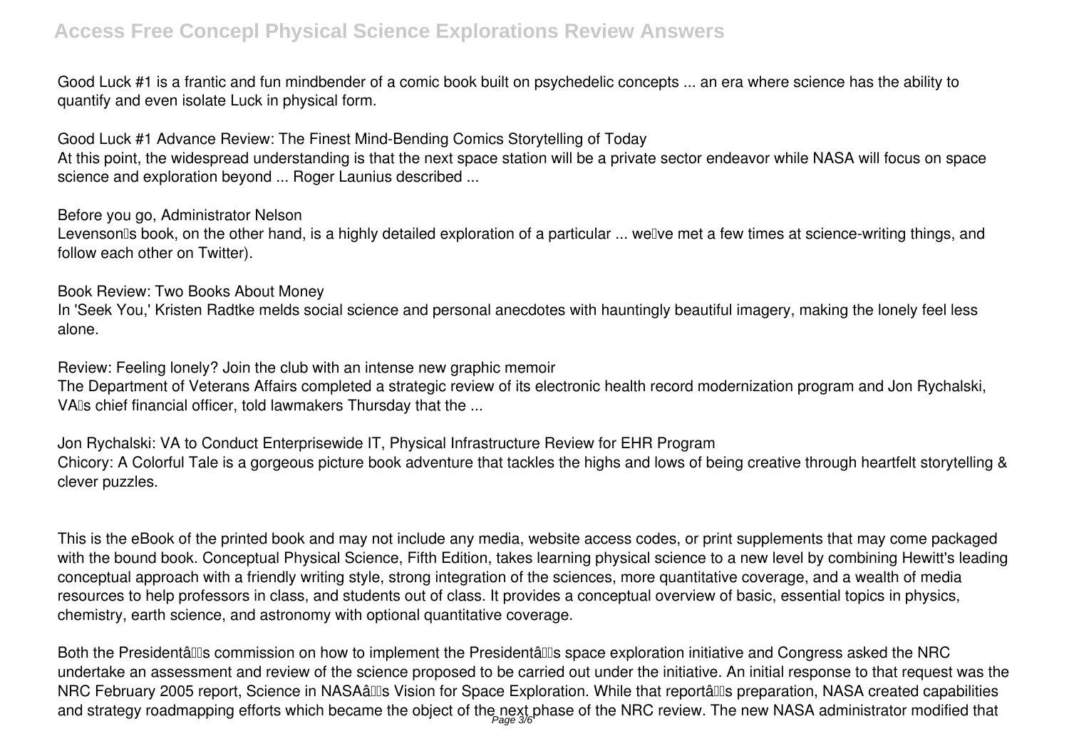Good Luck #1 is a frantic and fun mindbender of a comic book built on psychedelic concepts ... an era where science has the ability to quantify and even isolate Luck in physical form.

**Good Luck #1 Advance Review: The Finest Mind-Bending Comics Storytelling of Today**

At this point, the widespread understanding is that the next space station will be a private sector endeavor while NASA will focus on space science and exploration beyond ... Roger Launius described ...

**Before you go, Administrator Nelson**

Levensonlls book, on the other hand, is a highly detailed exploration of a particular ... wellve met a few times at science-writing things, and follow each other on Twitter).

**Book Review: Two Books About Money**

In 'Seek You,' Kristen Radtke melds social science and personal anecdotes with hauntingly beautiful imagery, making the lonely feel less alone.

**Review: Feeling lonely? Join the club with an intense new graphic memoir**

The Department of Veterans Affairs completed a strategic review of its electronic health record modernization program and Jon Rychalski, VAlls chief financial officer, told lawmakers Thursday that the ...

**Jon Rychalski: VA to Conduct Enterprisewide IT, Physical Infrastructure Review for EHR Program**

Chicory: A Colorful Tale is a gorgeous picture book adventure that tackles the highs and lows of being creative through heartfelt storytelling & clever puzzles.

This is the eBook of the printed book and may not include any media, website access codes, or print supplements that may come packaged with the bound book. Conceptual Physical Science, Fifth Edition, takes learning physical science to a new level by combining Hewitt's leading conceptual approach with a friendly writing style, strong integration of the sciences, more quantitative coverage, and a wealth of media resources to help professors in class, and students out of class. It provides a conceptual overview of basic, essential topics in physics, chemistry, earth science, and astronomy with optional quantitative coverage.

Both the Presidentâllls commission on how to implement the Presidentâllls space exploration initiative and Congress asked the NRC undertake an assessment and review of the science proposed to be carried out under the initiative. An initial response to that request was the NRC February 2005 report, Science in NASAâllls Vision for Space Exploration. While that reportâllls preparation, NASA created capabilities and strategy roadmapping efforts which became the object of the next phase of the NRC review. The new NASA administrator modified that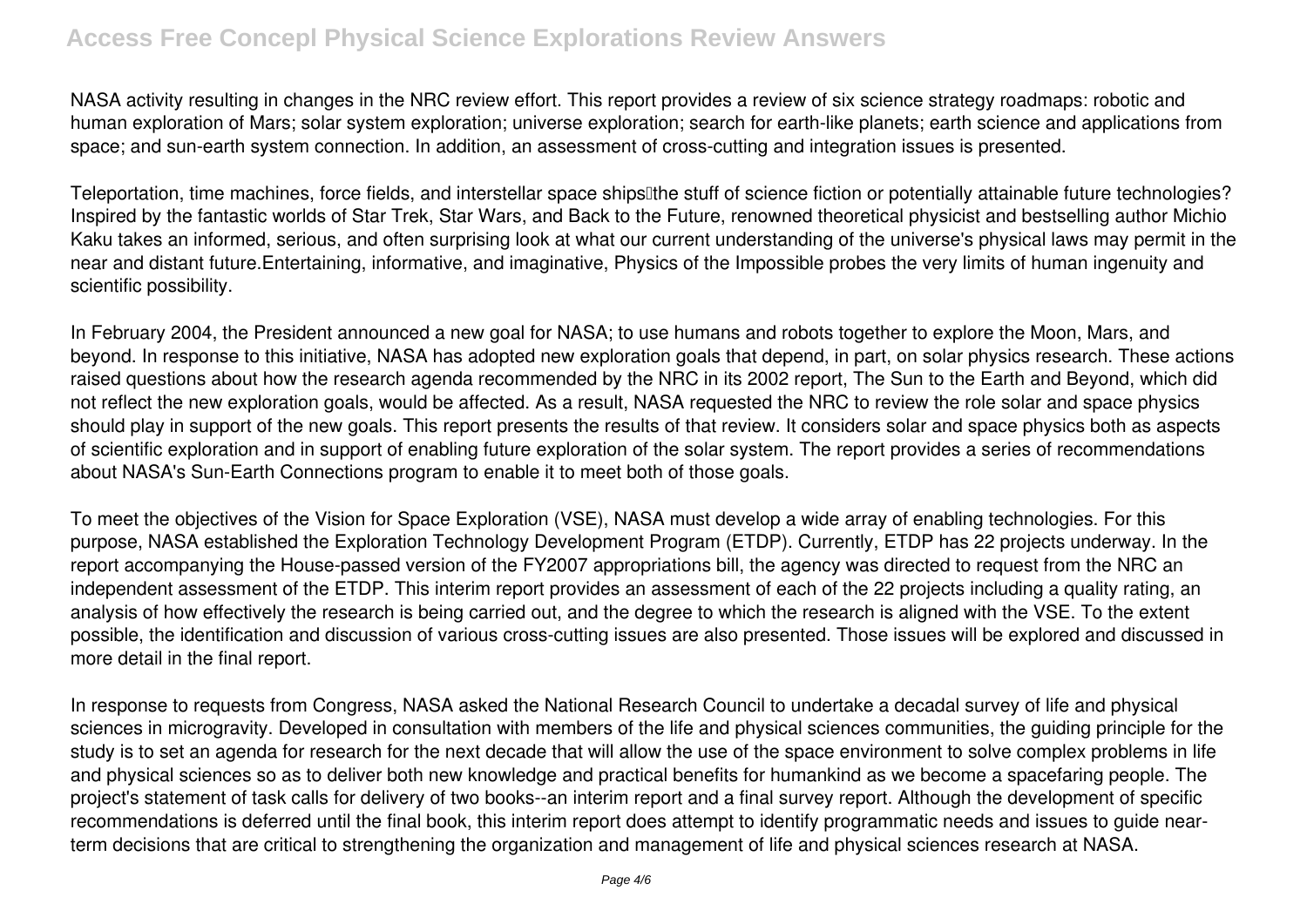NASA activity resulting in changes in the NRC review effort. This report provides a review of six science strategy roadmaps: robotic and human exploration of Mars; solar system exploration; universe exploration; search for earth-like planets; earth science and applications from space; and sun-earth system connection. In addition, an assessment of cross-cutting and integration issues is presented.

Teleportation, time machines, force fields, and interstellar space ships—the stuff of science fiction or potentially attainable future technologies? Inspired by the fantastic worlds of Star Trek, Star Wars, and Back to the Future, renowned theoretical physicist and bestselling author Michio Kaku takes an informed, serious, and often surprising look at what our current understanding of the universe's physical laws may permit in the near and distant future.Entertaining, informative, and imaginative, Physics of the Impossible probes the very limits of human ingenuity and scientific possibility.

In February 2004, the President announced a new goal for NASA; to use humans and robots together to explore the Moon, Mars, and beyond. In response to this initiative, NASA has adopted new exploration goals that depend, in part, on solar physics research. These actions raised questions about how the research agenda recommended by the NRC in its 2002 report, The Sun to the Earth and Beyond, which did not reflect the new exploration goals, would be affected. As a result, NASA requested the NRC to review the role solar and space physics should play in support of the new goals. This report presents the results of that review. It considers solar and space physics both as aspects of scientific exploration and in support of enabling future exploration of the solar system. The report provides a series of recommendations about NASA's Sun-Earth Connections program to enable it to meet both of those goals.

To meet the objectives of the Vision for Space Exploration (VSE), NASA must develop a wide array of enabling technologies. For this purpose, NASA established the Exploration Technology Development Program (ETDP). Currently, ETDP has 22 projects underway. In the report accompanying the House-passed version of the FY2007 appropriations bill, the agency was directed to request from the NRC an independent assessment of the ETDP. This interim report provides an assessment of each of the 22 projects including a quality rating, an analysis of how effectively the research is being carried out, and the degree to which the research is aligned with the VSE. To the extent possible, the identification and discussion of various cross-cutting issues are also presented. Those issues will be explored and discussed in more detail in the final report.

In response to requests from Congress, NASA asked the National Research Council to undertake a decadal survey of life and physical sciences in microgravity. Developed in consultation with members of the life and physical sciences communities, the guiding principle for the study is to set an agenda for research for the next decade that will allow the use of the space environment to solve complex problems in life and physical sciences so as to deliver both new knowledge and practical benefits for humankind as we become a spacefaring people. The project's statement of task calls for delivery of two books--an interim report and a final survey report. Although the development of specific recommendations is deferred until the final book, this interim report does attempt to identify programmatic needs and issues to guide near-term decisions that are critical to strengthening the organization and management of life and physical sciences research at NASA.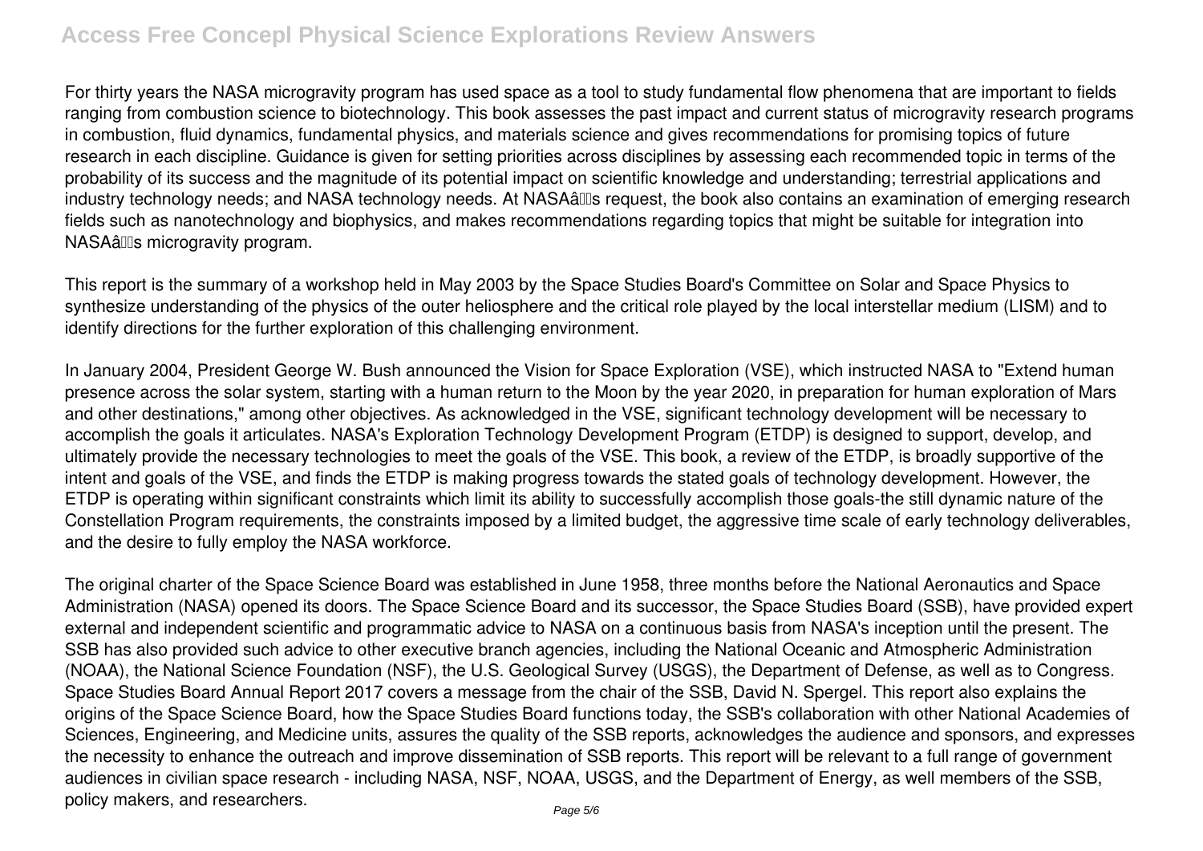For thirty years the NASA microgravity program has used space as a tool to study fundamental flow phenomena that are important to fields ranging from combustion science to biotechnology. This book assesses the past impact and current status of microgravity research programs in combustion, fluid dynamics, fundamental physics, and materials science and gives recommendations for promising topics of future research in each discipline. Guidance is given for setting priorities across disciplines by assessing each recommended topic in terms of the probability of its success and the magnitude of its potential impact on scientific knowledge and understanding; terrestrial applications and industry technology needs; and NASA technology needs. At NASAâllls request, the book also contains an examination of emerging research fields such as nanotechnology and biophysics, and makes recommendations regarding topics that might be suitable for integration into NASAâllls microgravity program.

This report is the summary of a workshop held in May 2003 by the Space Studies Board's Committee on Solar and Space Physics to synthesize understanding of the physics of the outer heliosphere and the critical role played by the local interstellar medium (LISM) and to identify directions for the further exploration of this challenging environment.

In January 2004, President George W. Bush announced the Vision for Space Exploration (VSE), which instructed NASA to "Extend human presence across the solar system, starting with a human return to the Moon by the year 2020, in preparation for human exploration of Mars and other destinations," among other objectives. As acknowledged in the VSE, significant technology development will be necessary to accomplish the goals it articulates. NASA's Exploration Technology Development Program (ETDP) is designed to support, develop, and ultimately provide the necessary technologies to meet the goals of the VSE. This book, a review of the ETDP, is broadly supportive of the intent and goals of the VSE, and finds the ETDP is making progress towards the stated goals of technology development. However, the ETDP is operating within significant constraints which limit its ability to successfully accomplish those goals-the still dynamic nature of the Constellation Program requirements, the constraints imposed by a limited budget, the aggressive time scale of early technology deliverables, and the desire to fully employ the NASA workforce.

The original charter of the Space Science Board was established in June 1958, three months before the National Aeronautics and Space Administration (NASA) opened its doors. The Space Science Board and its successor, the Space Studies Board (SSB), have provided expert external and independent scientific and programmatic advice to NASA on a continuous basis from NASA's inception until the present. The SSB has also provided such advice to other executive branch agencies, including the National Oceanic and Atmospheric Administration (NOAA), the National Science Foundation (NSF), the U.S. Geological Survey (USGS), the Department of Defense, as well as to Congress. Space Studies Board Annual Report 2017 covers a message from the chair of the SSB, David N. Spergel. This report also explains the origins of the Space Science Board, how the Space Studies Board functions today, the SSB's collaboration with other National Academies of Sciences, Engineering, and Medicine units, assures the quality of the SSB reports, acknowledges the audience and sponsors, and expresses the necessity to enhance the outreach and improve dissemination of SSB reports. This report will be relevant to a full range of government audiences in civilian space research - including NASA, NSF, NOAA, USGS, and the Department of Energy, as well members of the SSB, policy makers, and researchers.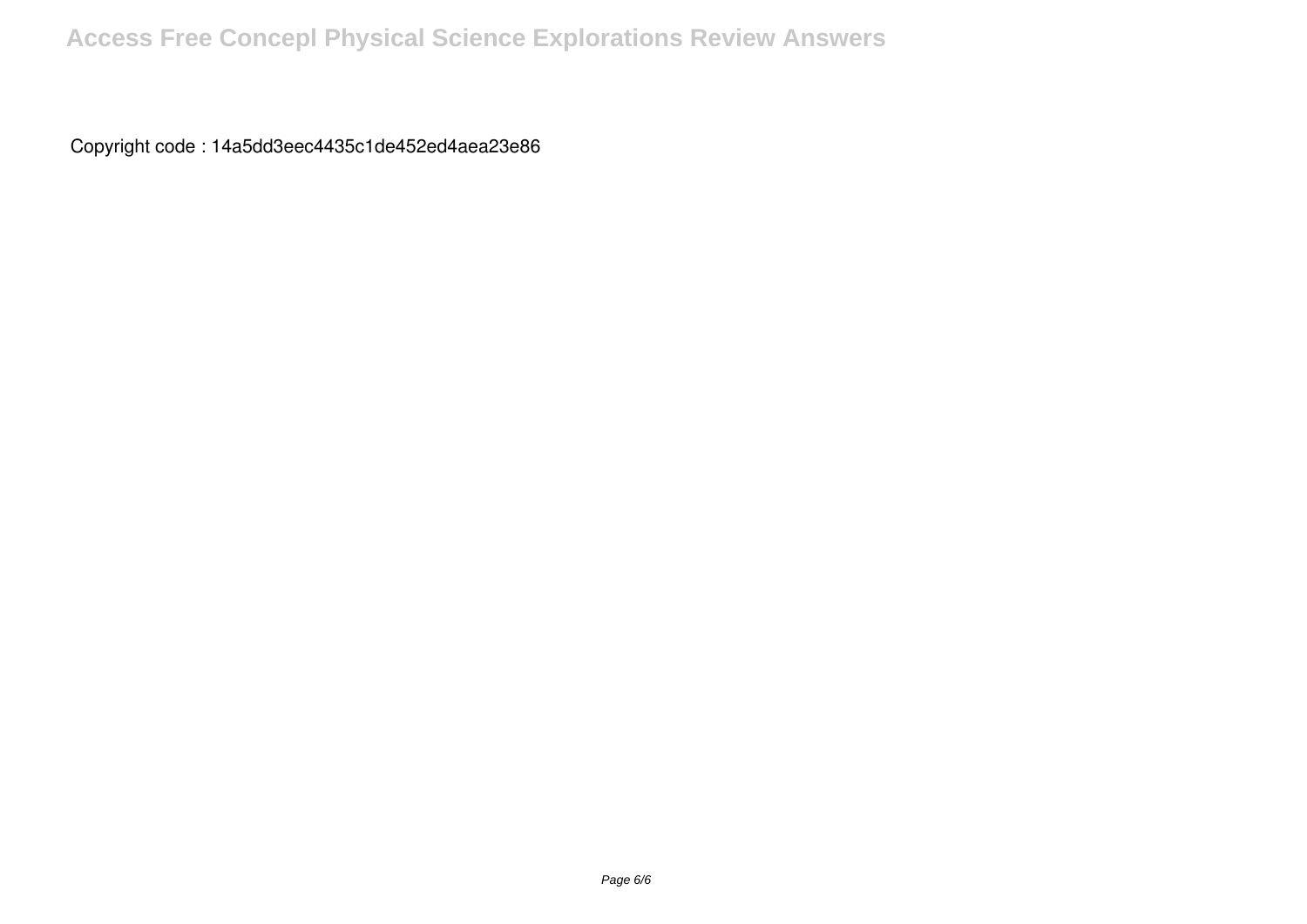Copyright code : 14a5dd3eec4435c1de452ed4aea23e86